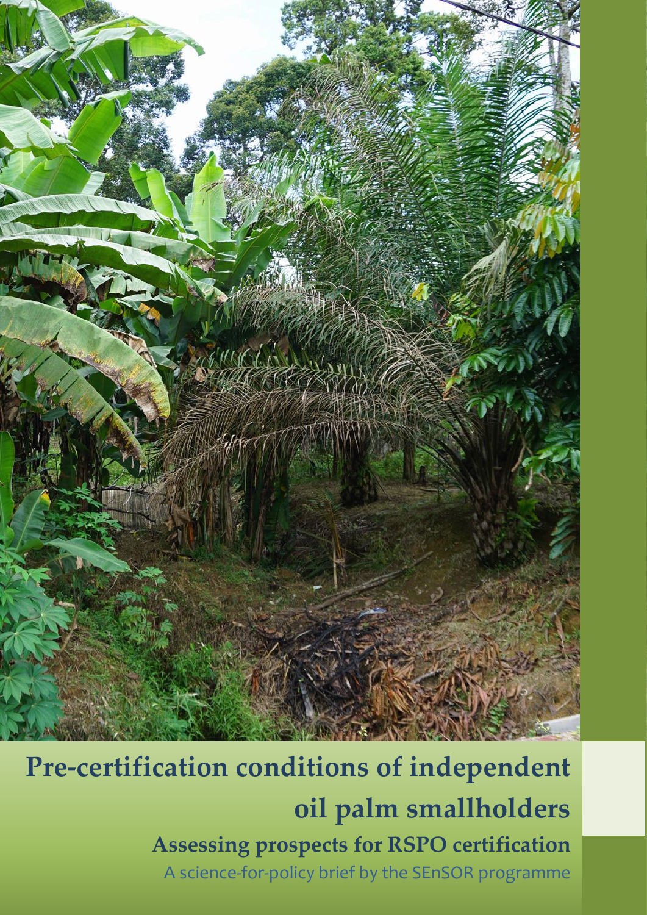# Pre-certification conditions of independent oil palm smallholders

## Assessing prospects for RSPO certification

A science-for-policy brief by the SEnSOR programme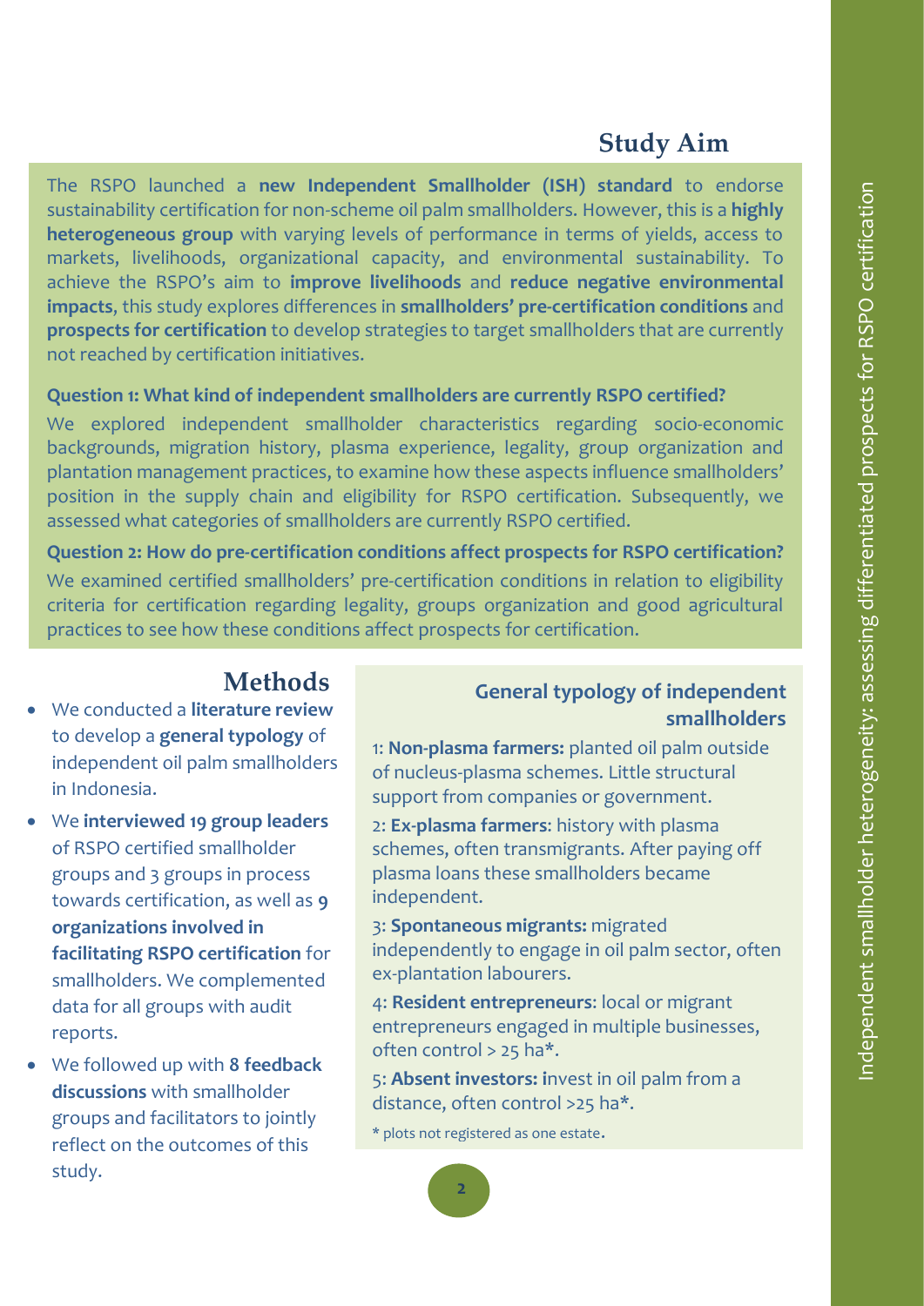## Study Aim

The RSPO launched a **new Independent Smallholder (ISH) standard** to endorse sustainability certification for non-scheme oil palm smallholders. However, this is a **highly heterogeneous group** with varying levels of performance in terms of yields, access to markets, livelihoods, organizational capacity, and environmental sustainability. To achieve the RSPO's aim to **improve livelihoods** and **reduce negative environmental impacts**, this study explores differences in **smallholders' pre-certification conditions** and **prospects for certification** to develop strategies to target smallholders that are currently not reached by certification initiatives.

**Question 1: What kind of independent smallholders are currently RSPO certified?**

We explored independent smallholder characteristics regarding socio-economic backgrounds, migration history, plasma experience, legality, group organization and plantation management practices, to examine how these aspects influence smallholders' position in the supply chain and eligibility for RSPO certification. Subsequently, we assessed what categories of smallholders are currently RSPO certified.

**Question 2: How do pre-certification conditions affect prospects for RSPO certification?**

We examined certified smallholders' pre-certification conditions in relation to eligibility criteria for certification regarding legality, groups organization and good agricultural practices to see how these conditions affect prospects for certification.

## Methods

- We conducted a **literature review** to develop a **general typology** of independent oil palm smallholders in Indonesia.
- We **interviewed 19 group leaders** of RSPO certified smallholder groups and 3 groups in process towards certification, as well as **9 organizations involved in facilitating RSPO certification** for smallholders. We complemented data for all groups with audit reports.
- We followed up with **8 feedback discussions** with smallholder groups and facilitators to jointly reflect on the outcomes of this study.

### General typology of independent smallholders

1: **Non-plasma farmers:** planted oil palm outside of nucleus-plasma schemes. Little structural support from companies or government.

2: **Ex-plasma farmers**: history with plasma schemes, often transmigrants. After paying off plasma loans these smallholders became independent.

3: **Spontaneous migrants:** migrated independently to engage in oil palm sector, often ex-plantation labourers.

4: **Resident entrepreneurs**: local or migrant entrepreneurs engaged in multiple businesses, often control > 25 ha*.

5: **Absent investors: i**nvest in oil palm from a distance, often control >25 ha*.

\* plots not registered as one estate.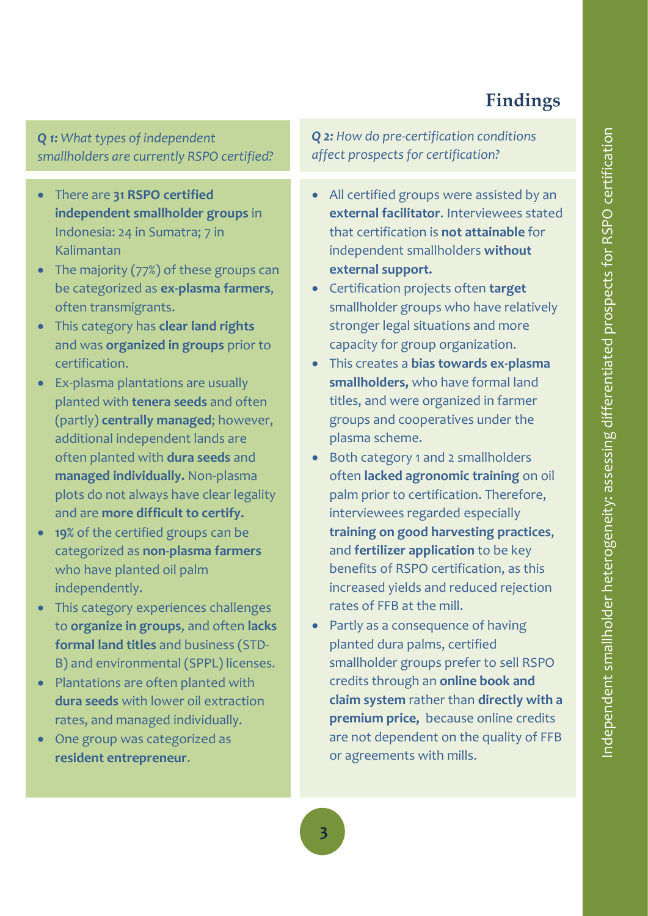# Findings

***Q 1:*** *What types of independent smallholders are currently RSPO certified?*

- There are **31 RSPO certified independent smallholder groups** in Indonesia: 24 in Sumatra; 7 in Kalimantan
- The majority (77%) of these groups can be categorized as **ex-plasma farmers**, often transmigrants.
- This category has **clear land rights** and was **organized in groups** prior to certification.
- Ex-plasma plantations are usually planted with **tenera seeds** and often (partly) **centrally managed**; however, additional independent lands are often planted with **dura seeds** and **managed individually.** Non-plasma plots do not always have clear legality and are **more difficult to certify.**
- **19%** of the certified groups can be categorized as **non-plasma farmers** who have planted oil palm independently.
- This category experiences challenges to **organize in groups**, and often **lacks formal land titles** and business (STD-B) and environmental (SPPL) licenses.
- Plantations are often planted with **dura seeds** with lower oil extraction rates, and managed individually.
- One group was categorized as **resident entrepreneur**.

***Q 2:*** *How do pre-certification conditions affect prospects for certification?*

- All certified groups were assisted by an **external facilitator**. Interviewees stated that certification is **not attainable** for independent smallholders **without external support.**
- Certification projects often **target** smallholder groups who have relatively stronger legal situations and more capacity for group organization.
- This creates a **bias towards ex-plasma smallholders,** who have formal land titles, and were organized in farmer groups and cooperatives under the plasma scheme.
- Both category 1 and 2 smallholders often **lacked agronomic training** on oil palm prior to certification. Therefore, interviewees regarded especially **training on good harvesting practices**, and **fertilizer application** to be key benefits of RSPO certification, as this increased yields and reduced rejection rates of FFB at the mill.
- Partly as a consequence of having planted dura palms, certified smallholder groups prefer to sell RSPO credits through an **online book and claim system** rather than **directly with a premium price,** because online credits are not dependent on the quality of FFB or agreements with mills.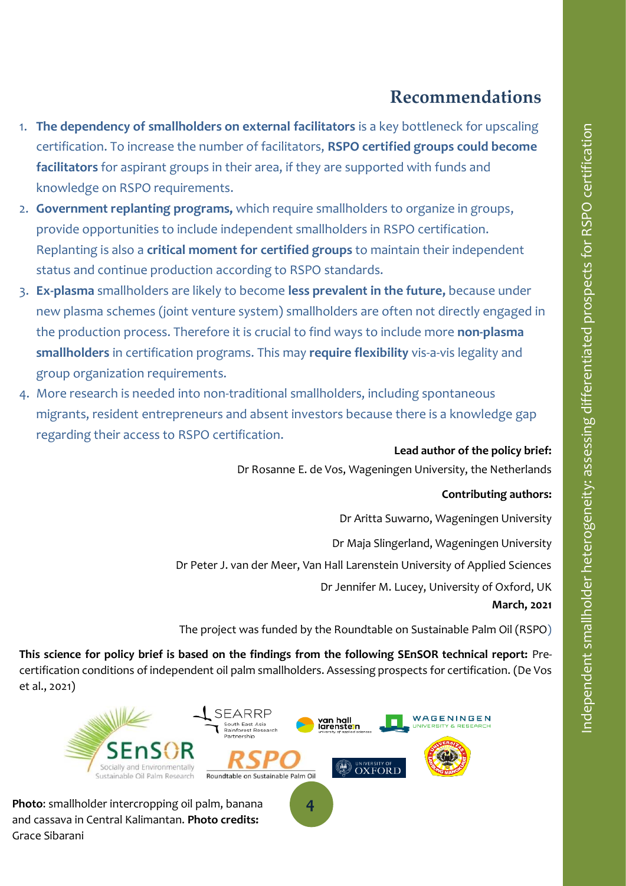## Recommendations

1. **The dependency of smallholders on external facilitators** is a key bottleneck for upscaling certification. To increase the number of facilitators, **RSPO certified groups could become facilitators** for aspirant groups in their area, if they are supported with funds and knowledge on RSPO requirements.
2. **Government replanting programs,** which require smallholders to organize in groups, provide opportunities to include independent smallholders in RSPO certification. Replanting is also a **critical moment for certified groups** to maintain their independent status and continue production according to RSPO standards.
3. **Ex-plasma** smallholders are likely to become **less prevalent in the future,** because under new plasma schemes (joint venture system) smallholders are often not directly engaged in the production process. Therefore it is crucial to find ways to include more **non-plasma smallholders** in certification programs. This may **require flexibility** vis-a-vis legality and group organization requirements.
4. More research is needed into non-traditional smallholders, including spontaneous migrants, resident entrepreneurs and absent investors because there is a knowledge gap regarding their access to RSPO certification.

**Lead author of the policy brief:**

Dr Rosanne E. de Vos, Wageningen University, the Netherlands

**Contributing authors:**

Dr Aritta Suwarno, Wageningen University

Dr Maja Slingerland, Wageningen University

Dr Peter J. van der Meer, Van Hall Larenstein University of Applied Sciences

Dr Jennifer M. Lucey, University of Oxford, UK

**March, 2021**

The project was funded by the Roundtable on Sustainable Palm Oil (RSPO)

**This science for policy brief is based on the findings from the following SEnSOR technical report:** Pre-certification conditions of independent oil palm smallholders. Assessing prospects for certification. (De Vos et al., 2021)

SEnSOR Socially and Environmentally Sustainable Oil Palm Research

SEARRP South East Asia Rainforest Research Partnership

RSPO Roundtable on Sustainable Palm Oil

van hall larenstein university of applied sciences

WAGENINGEN UNIVERSITY & RESEARCH

UNIVERSITY OF OXFORD

**Photo**: smallholder intercropping oil palm, banana and cassava in Central Kalimantan. **Photo credits:** Grace Sibarani